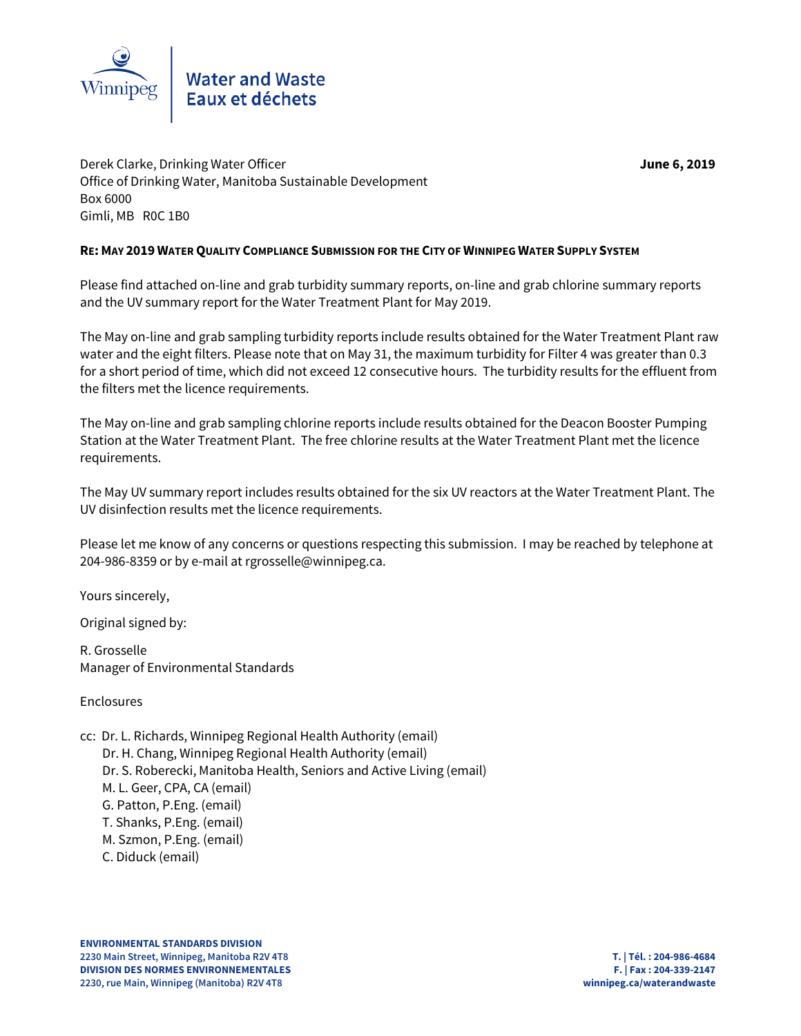Water and Waste
Eaux et déchets

Derek Clarke, Drinking Water Officer
Office of Drinking Water, Manitoba Sustainable Development
Box 6000
Gimli, MB R0C 1B0

**June 6, 2019**

**RE: MAY 2019 WATER QUALITY COMPLIANCE SUBMISSION FOR THE CITY OF WINNIPEG WATER SUPPLY SYSTEM**

Please find attached on-line and grab turbidity summary reports, on-line and grab chlorine summary reports and the UV summary report for the Water Treatment Plant for May 2019.

The May on-line and grab sampling turbidity reports include results obtained for the Water Treatment Plant raw water and the eight filters. Please note that on May 31, the maximum turbidity for Filter 4 was greater than 0.3 for a short period of time, which did not exceed 12 consecutive hours. The turbidity results for the effluent from the filters met the licence requirements.

The May on-line and grab sampling chlorine reports include results obtained for the Deacon Booster Pumping Station at the Water Treatment Plant. The free chlorine results at the Water Treatment Plant met the licence requirements.

The May UV summary report includes results obtained for the six UV reactors at the Water Treatment Plant. The UV disinfection results met the licence requirements.

Please let me know of any concerns or questions respecting this submission. I may be reached by telephone at 204-986-8359 or by e-mail at rgrosselle@winnipeg.ca.

Yours sincerely,

Original signed by:

R. Grosselle
Manager of Environmental Standards

Enclosures

cc: Dr. L. Richards, Winnipeg Regional Health Authority (email)
Dr. H. Chang, Winnipeg Regional Health Authority (email)
Dr. S. Roberecki, Manitoba Health, Seniors and Active Living (email)
M. L. Geer, CPA, CA (email)
G. Patton, P.Eng. (email)
T. Shanks, P.Eng. (email)
M. Szmon, P.Eng. (email)
C. Diduck (email)

**ENVIRONMENTAL STANDARDS DIVISION**
**2230 Main Street, Winnipeg, Manitoba R2V 4T8**
**DIVISION DES NORMES ENVIRONNEMENTALES**
**2230, rue Main, Winnipeg (Manitoba) R2V 4T8**

**T. | Tél. : 204-986-4684**
**F. | Fax : 204-339-2147**
**winnipeg.ca/waterandwaste**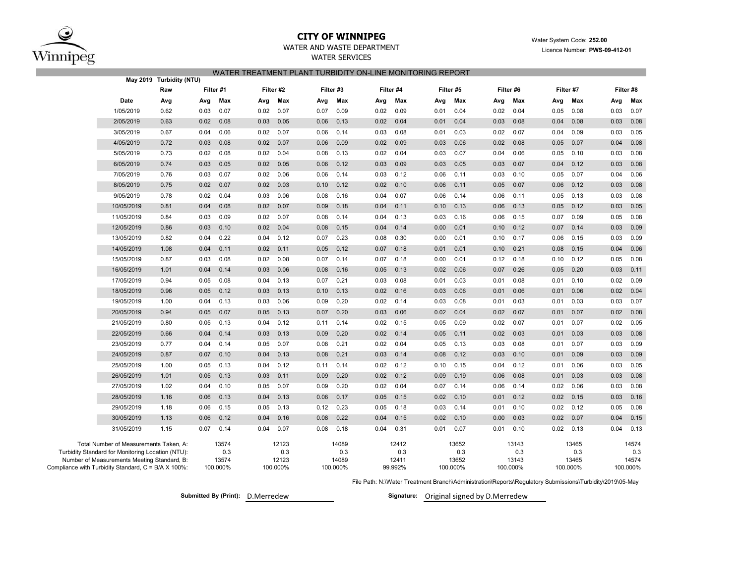# CITY OF WINNIPEG

WATER AND WASTE DEPARTMENT

WATER SERVICES

Water System Code: **252.00**

Licence Number: **PWS-09-412-01**

## WATER TREATMENT PLANT TURBIDITY ON-LINE MONITORING REPORT

| May 2019 | Turbidity (NTU) | | | | | | | | | | | | | | | | |
|---|---|---|---|---|---|---|---|---|---|---|---|---|---|---|---|---|---|
| | Raw | Filter #1 | | Filter #2 | | Filter #3 | | Filter #4 | | Filter #5 | | Filter #6 | | Filter #7 | | Filter #8 | |
| Date | Avg | Avg | Max | Avg | Max | Avg | Max | Avg | Max | Avg | Max | Avg | Max | Avg | Max | Avg | Max |
| 1/05/2019 | 0.62 | 0.03 | 0.07 | 0.02 | 0.07 | 0.07 | 0.09 | 0.02 | 0.09 | 0.01 | 0.04 | 0.02 | 0.04 | 0.05 | 0.08 | 0.03 | 0.07 |
| 2/05/2019 | 0.63 | 0.02 | 0.08 | 0.03 | 0.05 | 0.06 | 0.13 | 0.02 | 0.04 | 0.01 | 0.04 | 0.03 | 0.08 | 0.04 | 0.08 | 0.03 | 0.08 |
| 3/05/2019 | 0.67 | 0.04 | 0.06 | 0.02 | 0.07 | 0.06 | 0.14 | 0.03 | 0.08 | 0.01 | 0.03 | 0.02 | 0.07 | 0.04 | 0.09 | 0.03 | 0.05 |
| 4/05/2019 | 0.72 | 0.03 | 0.08 | 0.02 | 0.07 | 0.06 | 0.09 | 0.02 | 0.09 | 0.03 | 0.06 | 0.02 | 0.08 | 0.05 | 0.07 | 0.04 | 0.08 |
| 5/05/2019 | 0.73 | 0.02 | 0.08 | 0.02 | 0.04 | 0.08 | 0.13 | 0.02 | 0.04 | 0.03 | 0.07 | 0.04 | 0.06 | 0.05 | 0.10 | 0.03 | 0.08 |
| 6/05/2019 | 0.74 | 0.03 | 0.05 | 0.02 | 0.05 | 0.06 | 0.12 | 0.03 | 0.09 | 0.03 | 0.05 | 0.03 | 0.07 | 0.04 | 0.12 | 0.03 | 0.08 |
| 7/05/2019 | 0.76 | 0.03 | 0.07 | 0.02 | 0.06 | 0.06 | 0.14 | 0.03 | 0.12 | 0.06 | 0.11 | 0.03 | 0.10 | 0.05 | 0.07 | 0.04 | 0.06 |
| 8/05/2019 | 0.75 | 0.02 | 0.07 | 0.02 | 0.03 | 0.10 | 0.12 | 0.02 | 0.10 | 0.06 | 0.11 | 0.05 | 0.07 | 0.06 | 0.12 | 0.03 | 0.08 |
| 9/05/2019 | 0.78 | 0.02 | 0.04 | 0.03 | 0.06 | 0.08 | 0.16 | 0.04 | 0.07 | 0.06 | 0.14 | 0.06 | 0.11 | 0.05 | 0.13 | 0.03 | 0.08 |
| 10/05/2019 | 0.81 | 0.04 | 0.08 | 0.02 | 0.07 | 0.09 | 0.18 | 0.04 | 0.11 | 0.10 | 0.13 | 0.06 | 0.13 | 0.05 | 0.12 | 0.03 | 0.05 |
| 11/05/2019 | 0.84 | 0.03 | 0.09 | 0.02 | 0.07 | 0.08 | 0.14 | 0.04 | 0.13 | 0.03 | 0.16 | 0.06 | 0.15 | 0.07 | 0.09 | 0.05 | 0.08 |
| 12/05/2019 | 0.86 | 0.03 | 0.10 | 0.02 | 0.04 | 0.08 | 0.15 | 0.04 | 0.14 | 0.00 | 0.01 | 0.10 | 0.12 | 0.07 | 0.14 | 0.03 | 0.09 |
| 13/05/2019 | 0.82 | 0.04 | 0.22 | 0.04 | 0.12 | 0.07 | 0.23 | 0.08 | 0.30 | 0.00 | 0.01 | 0.10 | 0.17 | 0.06 | 0.15 | 0.03 | 0.09 |
| 14/05/2019 | 1.08 | 0.04 | 0.11 | 0.02 | 0.11 | 0.05 | 0.12 | 0.07 | 0.18 | 0.01 | 0.01 | 0.10 | 0.21 | 0.08 | 0.15 | 0.04 | 0.06 |
| 15/05/2019 | 0.87 | 0.03 | 0.08 | 0.02 | 0.08 | 0.07 | 0.14 | 0.07 | 0.18 | 0.00 | 0.01 | 0.12 | 0.18 | 0.10 | 0.12 | 0.05 | 0.08 |
| 16/05/2019 | 1.01 | 0.04 | 0.14 | 0.03 | 0.06 | 0.08 | 0.16 | 0.05 | 0.13 | 0.02 | 0.06 | 0.07 | 0.26 | 0.05 | 0.20 | 0.03 | 0.11 |
| 17/05/2019 | 0.94 | 0.05 | 0.08 | 0.04 | 0.13 | 0.07 | 0.21 | 0.03 | 0.08 | 0.01 | 0.03 | 0.01 | 0.08 | 0.01 | 0.10 | 0.02 | 0.09 |
| 18/05/2019 | 0.96 | 0.05 | 0.12 | 0.03 | 0.13 | 0.10 | 0.13 | 0.02 | 0.16 | 0.03 | 0.06 | 0.01 | 0.06 | 0.01 | 0.06 | 0.02 | 0.04 |
| 19/05/2019 | 1.00 | 0.04 | 0.13 | 0.03 | 0.06 | 0.09 | 0.20 | 0.02 | 0.14 | 0.03 | 0.08 | 0.01 | 0.03 | 0.01 | 0.03 | 0.03 | 0.07 |
| 20/05/2019 | 0.94 | 0.05 | 0.07 | 0.05 | 0.13 | 0.07 | 0.20 | 0.03 | 0.06 | 0.02 | 0.04 | 0.02 | 0.07 | 0.01 | 0.07 | 0.02 | 0.08 |
| 21/05/2019 | 0.80 | 0.05 | 0.13 | 0.04 | 0.12 | 0.11 | 0.14 | 0.02 | 0.15 | 0.05 | 0.09 | 0.02 | 0.07 | 0.01 | 0.07 | 0.02 | 0.05 |
| 22/05/2019 | 0.66 | 0.04 | 0.14 | 0.03 | 0.13 | 0.09 | 0.20 | 0.02 | 0.14 | 0.05 | 0.11 | 0.02 | 0.03 | 0.01 | 0.03 | 0.03 | 0.08 |
| 23/05/2019 | 0.77 | 0.04 | 0.14 | 0.05 | 0.07 | 0.08 | 0.21 | 0.02 | 0.04 | 0.05 | 0.13 | 0.03 | 0.08 | 0.01 | 0.07 | 0.03 | 0.09 |
| 24/05/2019 | 0.87 | 0.07 | 0.10 | 0.04 | 0.13 | 0.08 | 0.21 | 0.03 | 0.14 | 0.08 | 0.12 | 0.03 | 0.10 | 0.01 | 0.09 | 0.03 | 0.09 |
| 25/05/2019 | 1.00 | 0.05 | 0.13 | 0.04 | 0.12 | 0.11 | 0.14 | 0.02 | 0.12 | 0.10 | 0.15 | 0.04 | 0.12 | 0.01 | 0.06 | 0.03 | 0.05 |
| 26/05/2019 | 1.01 | 0.05 | 0.13 | 0.03 | 0.11 | 0.09 | 0.20 | 0.02 | 0.12 | 0.09 | 0.19 | 0.06 | 0.08 | 0.01 | 0.03 | 0.03 | 0.08 |
| 27/05/2019 | 1.02 | 0.04 | 0.10 | 0.05 | 0.07 | 0.09 | 0.20 | 0.02 | 0.04 | 0.07 | 0.14 | 0.06 | 0.14 | 0.02 | 0.06 | 0.03 | 0.08 |
| 28/05/2019 | 1.16 | 0.06 | 0.13 | 0.04 | 0.13 | 0.06 | 0.17 | 0.05 | 0.15 | 0.02 | 0.10 | 0.01 | 0.12 | 0.02 | 0.15 | 0.03 | 0.16 |
| 29/05/2019 | 1.18 | 0.06 | 0.15 | 0.05 | 0.13 | 0.12 | 0.23 | 0.05 | 0.18 | 0.03 | 0.14 | 0.01 | 0.10 | 0.02 | 0.12 | 0.05 | 0.08 |
| 30/05/2019 | 1.13 | 0.06 | 0.12 | 0.04 | 0.16 | 0.08 | 0.22 | 0.04 | 0.15 | 0.02 | 0.10 | 0.00 | 0.03 | 0.02 | 0.07 | 0.04 | 0.15 |
| 31/05/2019 | 1.15 | 0.07 | 0.14 | 0.04 | 0.07 | 0.08 | 0.18 | 0.04 | 0.31 | 0.01 | 0.07 | 0.01 | 0.10 | 0.02 | 0.13 | 0.04 | 0.13 |

| | Filter #1 | Filter #2 | Filter #3 | Filter #4 | Filter #5 | Filter #6 | Filter #7 | Filter #8 |
|---|---|---|---|---|---|---|---|---|
| Total Number of Measurements Taken, A: | 13574 | 12123 | 14089 | 12412 | 13652 | 13143 | 13465 | 14574 |
| Turbidity Standard for Monitoring Location (NTU): | 0.3 | 0.3 | 0.3 | 0.3 | 0.3 | 0.3 | 0.3 | 0.3 |
| Number of Measurements Meeting Standard, B: | 13574 | 12123 | 14089 | 12411 | 13652 | 13143 | 13465 | 14574 |
| Compliance with Turbidity Standard, C = B/A X 100%: | 100.000% | 100.000% | 100.000% | 99.992% | 100.000% | 100.000% | 100.000% | 100.000% |

File Path: N:\Water Treatment Branch\Administration\Reports\Regulatory Submissions\Turbidity\2019\05-May

**Submitted By (Print):** D.Merredew

**Signature:** Original signed by D.Merredew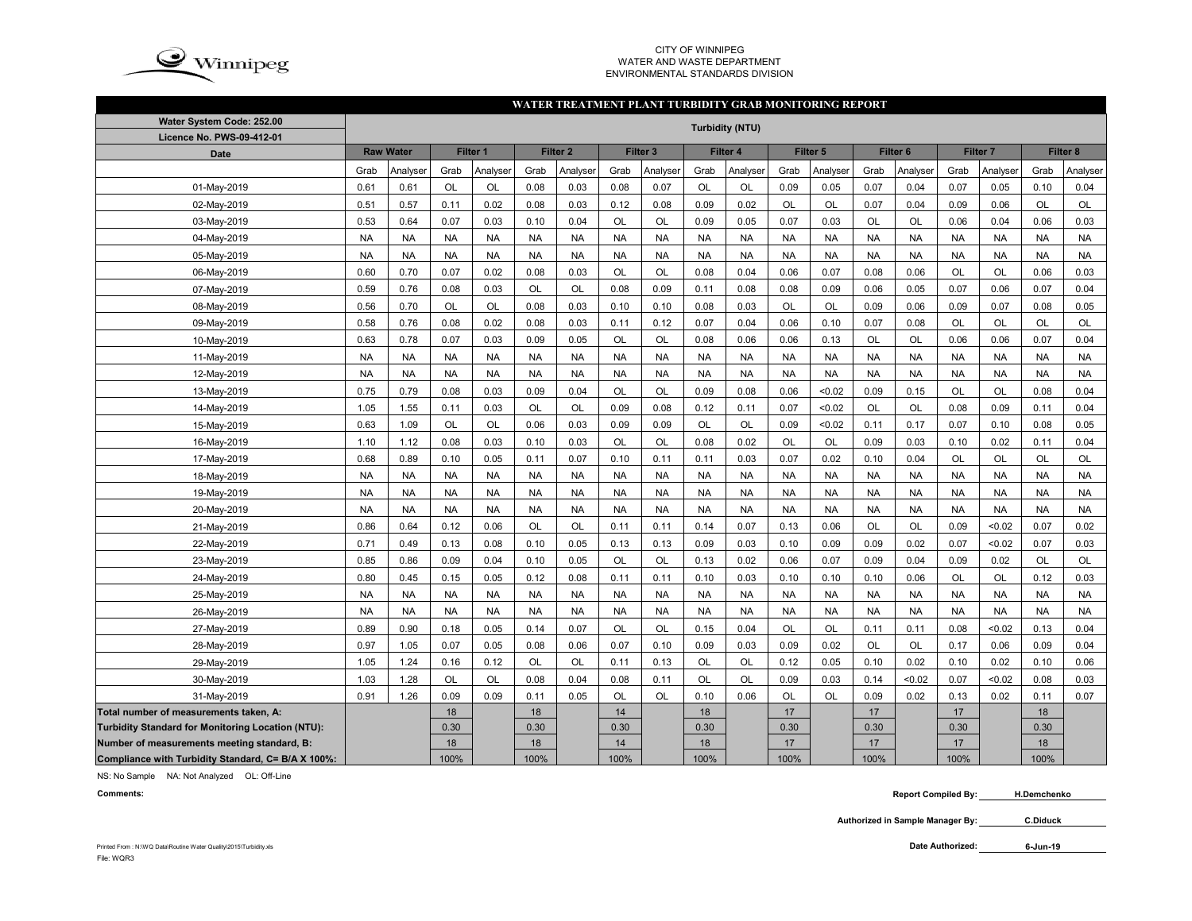CITY OF WINNIPEG
WATER AND WASTE DEPARTMENT
ENVIRONMENTAL STANDARDS DIVISION

## WATER TREATMENT PLANT TURBIDITY GRAB MONITORING REPORT

| Water System Code: 252.00 / Licence No. PWS-09-412-01 | Turbidity (NTU) | | | | | | | | | | | | | | | | | |
|---|---|---|---|---|---|---|---|---|---|---|---|---|---|---|---|---|---|---|
| Date | Raw Water | | Filter 1 | | Filter 2 | | Filter 3 | | Filter 4 | | Filter 5 | | Filter 6 | | Filter 7 | | Filter 8 | |
| | Grab | Analyser | Grab | Analyser | Grab | Analyser | Grab | Analyser | Grab | Analyser | Grab | Analyser | Grab | Analyser | Grab | Analyser | Grab | Analyser |
| 01-May-2019 | 0.61 | 0.61 | OL | OL | 0.08 | 0.03 | 0.08 | 0.07 | OL | OL | 0.09 | 0.05 | 0.07 | 0.04 | 0.07 | 0.05 | 0.10 | 0.04 |
| 02-May-2019 | 0.51 | 0.57 | 0.11 | 0.02 | 0.08 | 0.03 | 0.12 | 0.08 | 0.09 | 0.02 | OL | OL | 0.07 | 0.04 | 0.09 | 0.06 | OL | OL |
| 03-May-2019 | 0.53 | 0.64 | 0.07 | 0.03 | 0.10 | 0.04 | OL | OL | 0.09 | 0.05 | 0.07 | 0.03 | OL | OL | 0.06 | 0.04 | 0.06 | 0.03 |
| 04-May-2019 | NA | NA | NA | NA | NA | NA | NA | NA | NA | NA | NA | NA | NA | NA | NA | NA | NA | NA |
| 05-May-2019 | NA | NA | NA | NA | NA | NA | NA | NA | NA | NA | NA | NA | NA | NA | NA | NA | NA | NA |
| 06-May-2019 | 0.60 | 0.70 | 0.07 | 0.02 | 0.08 | 0.03 | OL | OL | 0.08 | 0.04 | 0.06 | 0.07 | 0.08 | 0.06 | OL | OL | 0.06 | 0.03 |
| 07-May-2019 | 0.59 | 0.76 | 0.08 | 0.03 | OL | OL | 0.08 | 0.09 | 0.11 | 0.08 | 0.08 | 0.09 | 0.06 | 0.05 | 0.07 | 0.06 | 0.07 | 0.04 |
| 08-May-2019 | 0.56 | 0.70 | OL | OL | 0.08 | 0.03 | 0.10 | 0.10 | 0.08 | 0.03 | OL | OL | 0.09 | 0.06 | 0.09 | 0.07 | 0.08 | 0.05 |
| 09-May-2019 | 0.58 | 0.76 | 0.08 | 0.02 | 0.08 | 0.03 | 0.11 | 0.12 | 0.07 | 0.04 | 0.06 | 0.10 | 0.07 | 0.08 | OL | OL | OL | OL |
| 10-May-2019 | 0.63 | 0.78 | 0.07 | 0.03 | 0.09 | 0.05 | OL | OL | 0.08 | 0.06 | 0.06 | 0.13 | OL | OL | 0.06 | 0.06 | 0.07 | 0.04 |
| 11-May-2019 | NA | NA | NA | NA | NA | NA | NA | NA | NA | NA | NA | NA | NA | NA | NA | NA | NA | NA |
| 12-May-2019 | NA | NA | NA | NA | NA | NA | NA | NA | NA | NA | NA | NA | NA | NA | NA | NA | NA | NA |
| 13-May-2019 | 0.75 | 0.79 | 0.08 | 0.03 | 0.09 | 0.04 | OL | OL | 0.09 | 0.08 | 0.06 | <0.02 | 0.09 | 0.15 | OL | OL | 0.08 | 0.04 |
| 14-May-2019 | 1.05 | 1.55 | 0.11 | 0.03 | OL | OL | 0.09 | 0.08 | 0.12 | 0.11 | 0.07 | <0.02 | OL | OL | 0.08 | 0.09 | 0.11 | 0.04 |
| 15-May-2019 | 0.63 | 1.09 | OL | OL | 0.06 | 0.03 | 0.09 | 0.09 | OL | OL | 0.09 | <0.02 | 0.11 | 0.17 | 0.07 | 0.10 | 0.08 | 0.05 |
| 16-May-2019 | 1.10 | 1.12 | 0.08 | 0.03 | 0.10 | 0.03 | OL | OL | 0.08 | 0.02 | OL | OL | 0.09 | 0.03 | 0.10 | 0.02 | 0.11 | 0.04 |
| 17-May-2019 | 0.68 | 0.89 | 0.10 | 0.05 | 0.11 | 0.07 | 0.10 | 0.11 | 0.11 | 0.03 | 0.07 | 0.02 | 0.10 | 0.04 | OL | OL | OL | OL |
| 18-May-2019 | NA | NA | NA | NA | NA | NA | NA | NA | NA | NA | NA | NA | NA | NA | NA | NA | NA | NA |
| 19-May-2019 | NA | NA | NA | NA | NA | NA | NA | NA | NA | NA | NA | NA | NA | NA | NA | NA | NA | NA |
| 20-May-2019 | NA | NA | NA | NA | NA | NA | NA | NA | NA | NA | NA | NA | NA | NA | NA | NA | NA | NA |
| 21-May-2019 | 0.86 | 0.64 | 0.12 | 0.06 | OL | OL | 0.11 | 0.11 | 0.14 | 0.07 | 0.13 | 0.06 | OL | OL | 0.09 | <0.02 | 0.07 | 0.02 |
| 22-May-2019 | 0.71 | 0.49 | 0.13 | 0.08 | 0.10 | 0.05 | 0.13 | 0.13 | 0.09 | 0.03 | 0.10 | 0.09 | 0.09 | 0.02 | 0.07 | <0.02 | 0.07 | 0.03 |
| 23-May-2019 | 0.85 | 0.86 | 0.09 | 0.04 | 0.10 | 0.05 | OL | OL | 0.13 | 0.02 | 0.06 | 0.07 | 0.09 | 0.04 | 0.09 | 0.02 | OL | OL |
| 24-May-2019 | 0.80 | 0.45 | 0.15 | 0.05 | 0.12 | 0.08 | 0.11 | 0.11 | 0.10 | 0.03 | 0.10 | 0.10 | 0.10 | 0.06 | OL | OL | 0.12 | 0.03 |
| 25-May-2019 | NA | NA | NA | NA | NA | NA | NA | NA | NA | NA | NA | NA | NA | NA | NA | NA | NA | NA |
| 26-May-2019 | NA | NA | NA | NA | NA | NA | NA | NA | NA | NA | NA | NA | NA | NA | NA | NA | NA | NA |
| 27-May-2019 | 0.89 | 0.90 | 0.18 | 0.05 | 0.14 | 0.07 | OL | OL | 0.15 | 0.04 | OL | OL | 0.11 | 0.11 | 0.08 | <0.02 | 0.13 | 0.04 |
| 28-May-2019 | 0.97 | 1.05 | 0.07 | 0.05 | 0.08 | 0.06 | 0.07 | 0.10 | 0.09 | 0.03 | 0.09 | 0.02 | OL | OL | 0.17 | 0.06 | 0.09 | 0.04 |
| 29-May-2019 | 1.05 | 1.24 | 0.16 | 0.12 | OL | OL | 0.11 | 0.13 | OL | OL | 0.12 | 0.05 | 0.10 | 0.02 | 0.10 | 0.02 | 0.10 | 0.06 |
| 30-May-2019 | 1.03 | 1.28 | OL | OL | 0.08 | 0.04 | 0.08 | 0.11 | OL | OL | 0.09 | 0.03 | 0.14 | <0.02 | 0.07 | <0.02 | 0.08 | 0.03 |
| 31-May-2019 | 0.91 | 1.26 | 0.09 | 0.09 | 0.11 | 0.05 | OL | OL | 0.10 | 0.06 | OL | OL | 0.09 | 0.02 | 0.13 | 0.02 | 0.11 | 0.07 |
| Total number of measurements taken, A: | | | 18 | | 18 | | 14 | | 18 | | 17 | | 17 | | 17 | | 18 | |
| Turbidity Standard for Monitoring Location (NTU): | | | 0.30 | | 0.30 | | 0.30 | | 0.30 | | 0.30 | | 0.30 | | 0.30 | | 0.30 | |
| Number of measurements meeting standard, B: | | | 18 | | 18 | | 14 | | 18 | | 17 | | 17 | | 17 | | 18 | |
| Compliance with Turbidity Standard, C= B/A X 100%: | | | 100% | | 100% | | 100% | | 100% | | 100% | | 100% | | 100% | | 100% | |

NS: No Sample NA: Not Analyzed OL: Off-Line

**Comments:**

**Report Compiled By:** H.Demchenko

**Authorized in Sample Manager By:** C.Diduck

**Date Authorized:** 6-Jun-19

Printed From : N:\WQ Data\Routine Water Quality\2015\Turbidity.xls
File: WQR3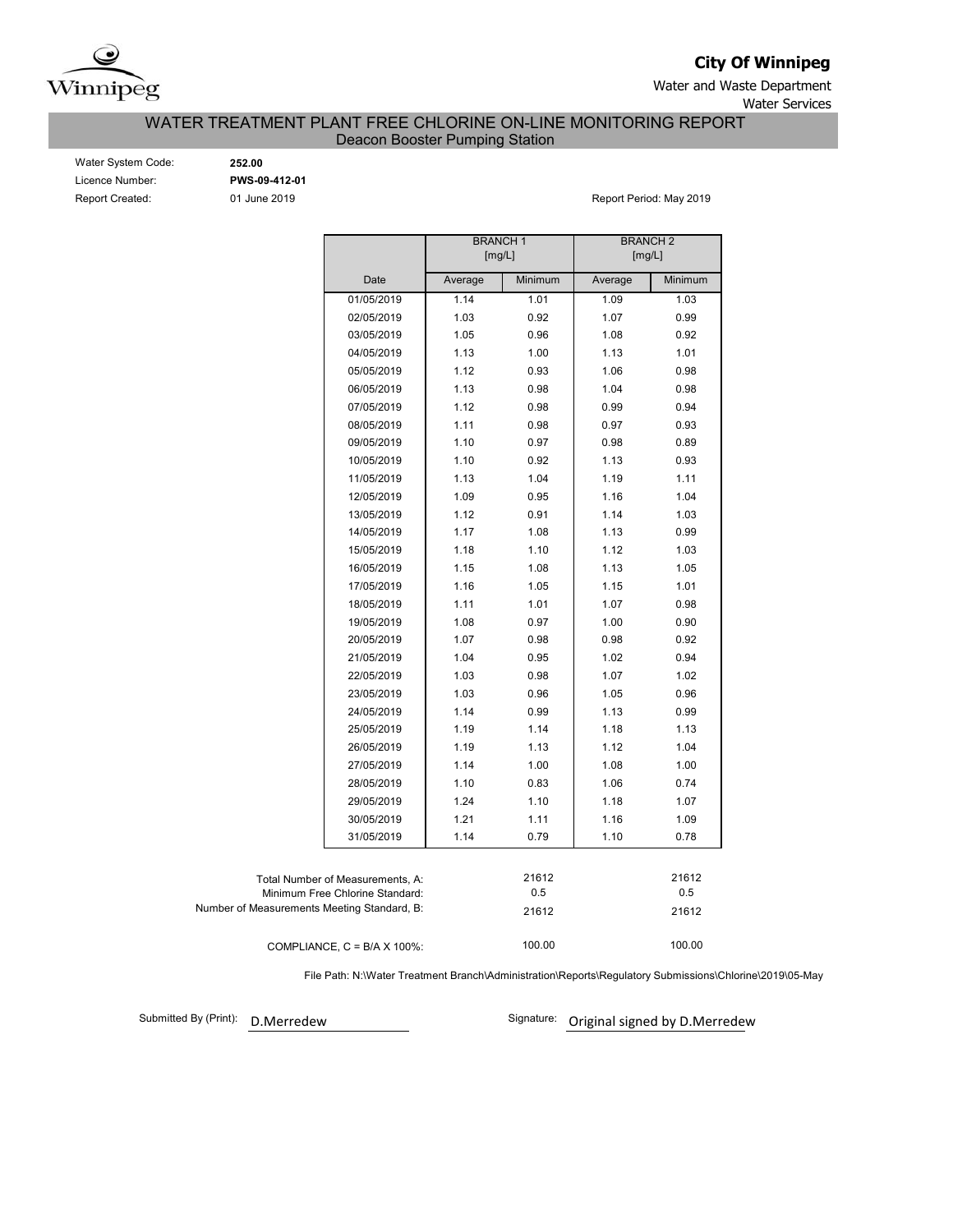**City Of Winnipeg**

Water and Waste Department

Water Services

# WATER TREATMENT PLANT FREE CHLORINE ON-LINE MONITORING REPORT

## Deacon Booster Pumping Station

Water System Code: **252.00**

Licence Number: **PWS-09-412-01**

Report Created: 01 June 2019

Report Period: May 2019

| | BRANCH 1 [mg/L] | | BRANCH 2 [mg/L] | |
|---|---|---|---|---|
| Date | Average | Minimum | Average | Minimum |
| 01/05/2019 | 1.14 | 1.01 | 1.09 | 1.03 |
| 02/05/2019 | 1.03 | 0.92 | 1.07 | 0.99 |
| 03/05/2019 | 1.05 | 0.96 | 1.08 | 0.92 |
| 04/05/2019 | 1.13 | 1.00 | 1.13 | 1.01 |
| 05/05/2019 | 1.12 | 0.93 | 1.06 | 0.98 |
| 06/05/2019 | 1.13 | 0.98 | 1.04 | 0.98 |
| 07/05/2019 | 1.12 | 0.98 | 0.99 | 0.94 |
| 08/05/2019 | 1.11 | 0.98 | 0.97 | 0.93 |
| 09/05/2019 | 1.10 | 0.97 | 0.98 | 0.89 |
| 10/05/2019 | 1.10 | 0.92 | 1.13 | 0.93 |
| 11/05/2019 | 1.13 | 1.04 | 1.19 | 1.11 |
| 12/05/2019 | 1.09 | 0.95 | 1.16 | 1.04 |
| 13/05/2019 | 1.12 | 0.91 | 1.14 | 1.03 |
| 14/05/2019 | 1.17 | 1.08 | 1.13 | 0.99 |
| 15/05/2019 | 1.18 | 1.10 | 1.12 | 1.03 |
| 16/05/2019 | 1.15 | 1.08 | 1.13 | 1.05 |
| 17/05/2019 | 1.16 | 1.05 | 1.15 | 1.01 |
| 18/05/2019 | 1.11 | 1.01 | 1.07 | 0.98 |
| 19/05/2019 | 1.08 | 0.97 | 1.00 | 0.90 |
| 20/05/2019 | 1.07 | 0.98 | 0.98 | 0.92 |
| 21/05/2019 | 1.04 | 0.95 | 1.02 | 0.94 |
| 22/05/2019 | 1.03 | 0.98 | 1.07 | 1.02 |
| 23/05/2019 | 1.03 | 0.96 | 1.05 | 0.96 |
| 24/05/2019 | 1.14 | 0.99 | 1.13 | 0.99 |
| 25/05/2019 | 1.19 | 1.14 | 1.18 | 1.13 |
| 26/05/2019 | 1.19 | 1.13 | 1.12 | 1.04 |
| 27/05/2019 | 1.14 | 1.00 | 1.08 | 1.00 |
| 28/05/2019 | 1.10 | 0.83 | 1.06 | 0.74 |
| 29/05/2019 | 1.24 | 1.10 | 1.18 | 1.07 |
| 30/05/2019 | 1.21 | 1.11 | 1.16 | 1.09 |
| 31/05/2019 | 1.14 | 0.79 | 1.10 | 0.78 |

| | Branch 1 | Branch 2 |
|---|---|---|
| Total Number of Measurements, A: | 21612 | 21612 |
| Minimum Free Chlorine Standard: | 0.5 | 0.5 |
| Number of Measurements Meeting Standard, B: | 21612 | 21612 |
| COMPLIANCE, C = B/A X 100%: | 100.00 | 100.00 |

File Path: N:\Water Treatment Branch\Administration\Reports\Regulatory Submissions\Chlorine\2019\05-May

Submitted By (Print): D.Merredew

Signature: Original signed by D.Merredew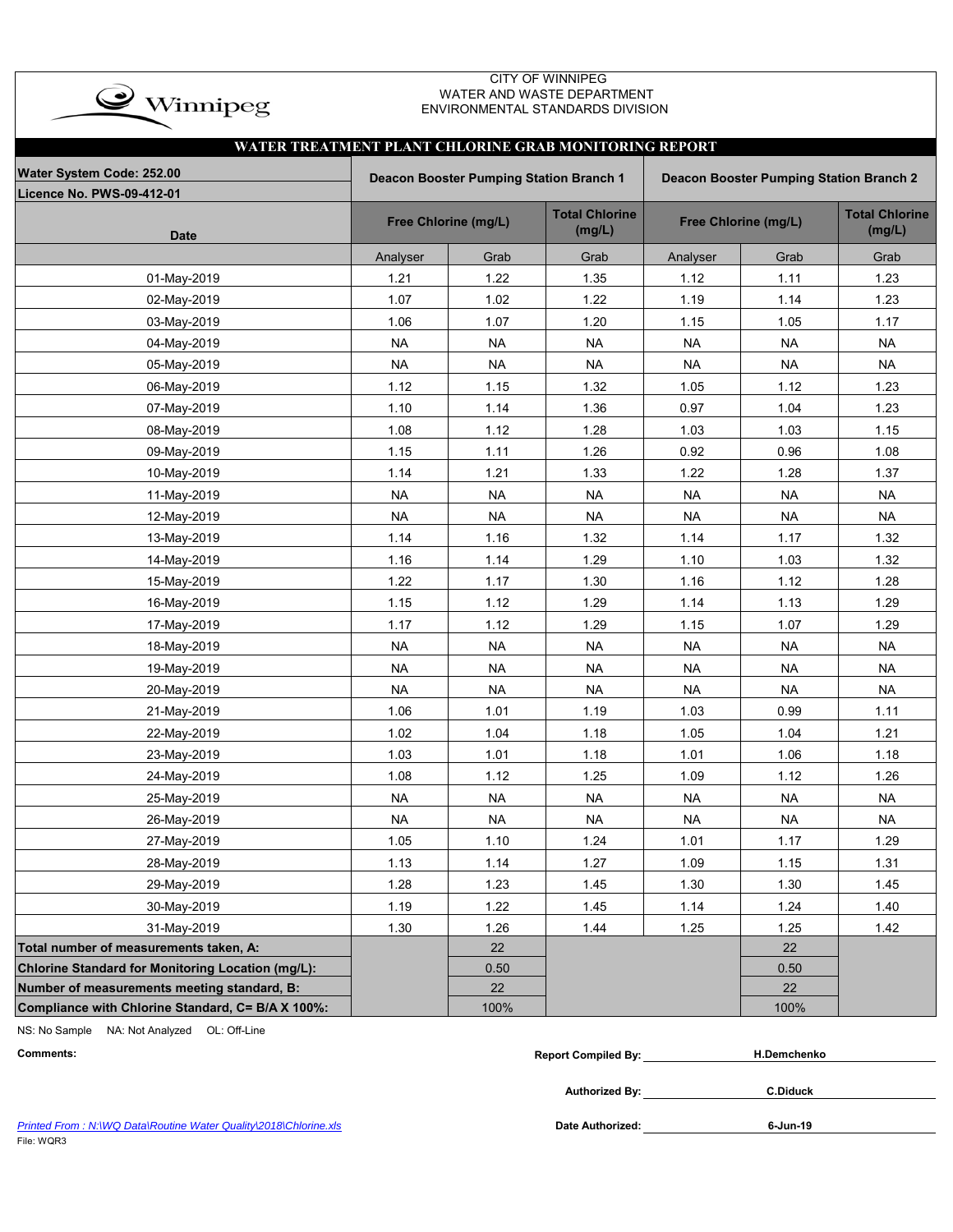CITY OF WINNIPEG
WATER AND WASTE DEPARTMENT
ENVIRONMENTAL STANDARDS DIVISION

## WATER TREATMENT PLANT CHLORINE GRAB MONITORING REPORT

**Water System Code: 252.00**
**Licence No. PWS-09-412-01**

| Date | Deacon Booster Pumping Station Branch 1 | | | Deacon Booster Pumping Station Branch 2 | | |
|---|---|---|---|---|---|---|
| | Free Chlorine (mg/L) | | Total Chlorine (mg/L) | Free Chlorine (mg/L) | | Total Chlorine (mg/L) |
| | Analyser | Grab | Grab | Analyser | Grab | Grab |
| 01-May-2019 | 1.21 | 1.22 | 1.35 | 1.12 | 1.11 | 1.23 |
| 02-May-2019 | 1.07 | 1.02 | 1.22 | 1.19 | 1.14 | 1.23 |
| 03-May-2019 | 1.06 | 1.07 | 1.20 | 1.15 | 1.05 | 1.17 |
| 04-May-2019 | NA | NA | NA | NA | NA | NA |
| 05-May-2019 | NA | NA | NA | NA | NA | NA |
| 06-May-2019 | 1.12 | 1.15 | 1.32 | 1.05 | 1.12 | 1.23 |
| 07-May-2019 | 1.10 | 1.14 | 1.36 | 0.97 | 1.04 | 1.23 |
| 08-May-2019 | 1.08 | 1.12 | 1.28 | 1.03 | 1.03 | 1.15 |
| 09-May-2019 | 1.15 | 1.11 | 1.26 | 0.92 | 0.96 | 1.08 |
| 10-May-2019 | 1.14 | 1.21 | 1.33 | 1.22 | 1.28 | 1.37 |
| 11-May-2019 | NA | NA | NA | NA | NA | NA |
| 12-May-2019 | NA | NA | NA | NA | NA | NA |
| 13-May-2019 | 1.14 | 1.16 | 1.32 | 1.14 | 1.17 | 1.32 |
| 14-May-2019 | 1.16 | 1.14 | 1.29 | 1.10 | 1.03 | 1.32 |
| 15-May-2019 | 1.22 | 1.17 | 1.30 | 1.16 | 1.12 | 1.28 |
| 16-May-2019 | 1.15 | 1.12 | 1.29 | 1.14 | 1.13 | 1.29 |
| 17-May-2019 | 1.17 | 1.12 | 1.29 | 1.15 | 1.07 | 1.29 |
| 18-May-2019 | NA | NA | NA | NA | NA | NA |
| 19-May-2019 | NA | NA | NA | NA | NA | NA |
| 20-May-2019 | NA | NA | NA | NA | NA | NA |
| 21-May-2019 | 1.06 | 1.01 | 1.19 | 1.03 | 0.99 | 1.11 |
| 22-May-2019 | 1.02 | 1.04 | 1.18 | 1.05 | 1.04 | 1.21 |
| 23-May-2019 | 1.03 | 1.01 | 1.18 | 1.01 | 1.06 | 1.18 |
| 24-May-2019 | 1.08 | 1.12 | 1.25 | 1.09 | 1.12 | 1.26 |
| 25-May-2019 | NA | NA | NA | NA | NA | NA |
| 26-May-2019 | NA | NA | NA | NA | NA | NA |
| 27-May-2019 | 1.05 | 1.10 | 1.24 | 1.01 | 1.17 | 1.29 |
| 28-May-2019 | 1.13 | 1.14 | 1.27 | 1.09 | 1.15 | 1.31 |
| 29-May-2019 | 1.28 | 1.23 | 1.45 | 1.30 | 1.30 | 1.45 |
| 30-May-2019 | 1.19 | 1.22 | 1.45 | 1.14 | 1.24 | 1.40 |
| 31-May-2019 | 1.30 | 1.26 | 1.44 | 1.25 | 1.25 | 1.42 |
| **Total number of measurements taken, A:** | | 22 | | | 22 | |
| **Chlorine Standard for Monitoring Location (mg/L):** | | 0.50 | | | 0.50 | |
| **Number of measurements meeting standard, B:** | | 22 | | | 22 | |
| **Compliance with Chlorine Standard, C= B/A X 100%:** | | 100% | | | 100% | |

NS: No Sample NA: Not Analyzed OL: Off-Line

**Comments:**

**Report Compiled By:** H.Demchenko

**Authorized By:** C.Diduck

**Date Authorized:** 6-Jun-19

*Printed From : N:\WQ Data\Routine Water Quality\2018\Chlorine.xls*
File: WQR3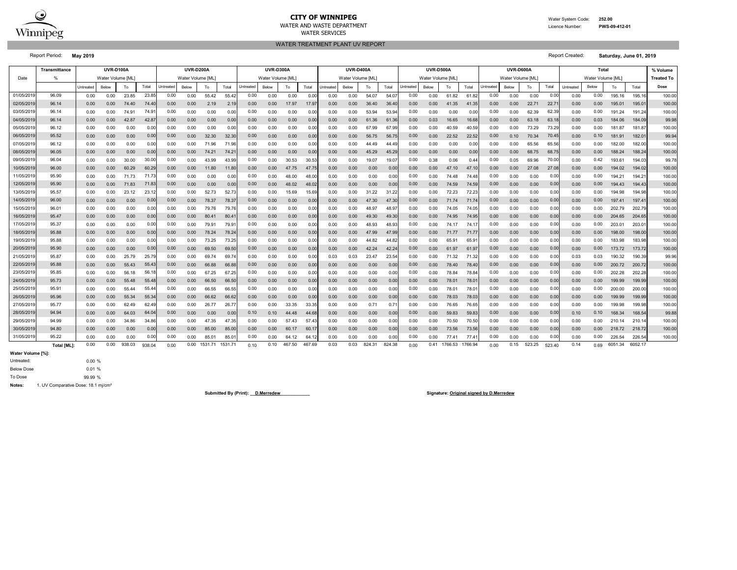# CITY OF WINNIPEG

WATER AND WASTE DEPARTMENT
WATER SERVICES

Water System Code: **252.00**
Licence Number: **PWS-09-412-01**

## WATER TREATMENT PLANT UV REPORT

Report Period: **May 2019**

Report Created: **Saturday, June 01, 2019**

| Date | Transmittance | UVR-D100A | | | | UVR-D200A | | | | UVR-D300A | | | | UVR-D400A | | | | UVR-D500A | | | | UVR-D600A | | | | Total | | | | % Volume |
|---|---|---|---|---|---|---|---|---|---|---|---|---|---|---|---|---|---|---|---|---|---|---|---|---|---|---|---|---|---|---|
| | % | Water Volume [ML] | | | | Water Volume [ML] | | | | Water Volume [ML] | | | | Water Volume [ML] | | | | Water Volume [ML] | | | | Water Volume [ML] | | | | Water Volume [ML] | | | | Treated To |
| | | Untreated | Below | To | Total | Untreated | Below | To | Total | Untreated | Below | To | Total | Untreated | Below | To | Total | Untreated | Below | To | Total | Untreated | Below | To | Total | Untreated | Below | To | Total | Dose |
| 01/05/2019 | 96.09 | 0.00 | 0.00 | 23.85 | 23.85 | 0.00 | 0.00 | 55.42 | 55.42 | 0.00 | 0.00 | 0.00 | 0.00 | 0.00 | 0.00 | 54.07 | 54.07 | 0.00 | 0.00 | 61.82 | 61.82 | 0.00 | 0.00 | 0.00 | 0.00 | 0.00 | 0.00 | 195.16 | 195.16 | 100.00 |
| 02/05/2019 | 96.14 | 0.00 | 0.00 | 74.40 | 74.40 | 0.00 | 0.00 | 2.19 | 2.19 | 0.00 | 0.00 | 17.97 | 17.97 | 0.00 | 0.00 | 36.40 | 36.40 | 0.00 | 0.00 | 41.35 | 41.35 | 0.00 | 0.00 | 22.71 | 22.71 | 0.00 | 0.00 | 195.01 | 195.01 | 100.00 |
| 03/05/2019 | 96.14 | 0.00 | 0.00 | 74.91 | 74.91 | 0.00 | 0.00 | 0.00 | 0.00 | 0.00 | 0.00 | 0.00 | 0.00 | 0.00 | 0.00 | 53.94 | 53.94 | 0.00 | 0.00 | 0.00 | 0.00 | 0.00 | 0.00 | 62.39 | 62.39 | 0.00 | 0.00 | 191.24 | 191.24 | 100.00 |
| 04/05/2019 | 96.14 | 0.00 | 0.00 | 42.87 | 42.87 | 0.00 | 0.00 | 0.00 | 0.00 | 0.00 | 0.00 | 0.00 | 0.00 | 0.00 | 0.00 | 61.36 | 61.36 | 0.00 | 0.03 | 16.65 | 16.68 | 0.00 | 0.00 | 63.18 | 63.18 | 0.00 | 0.03 | 184.06 | 184.09 | 99.98 |
| 05/05/2019 | 96.12 | 0.00 | 0.00 | 0.00 | 0.00 | 0.00 | 0.00 | 0.00 | 0.00 | 0.00 | 0.00 | 0.00 | 0.00 | 0.00 | 0.00 | 67.99 | 67.99 | 0.00 | 0.00 | 40.59 | 40.59 | 0.00 | 0.00 | 73.29 | 73.29 | 0.00 | 0.00 | 181.87 | 181.87 | 100.00 |
| 06/05/2019 | 95.52 | 0.00 | 0.00 | 0.00 | 0.00 | 0.00 | 0.00 | 32.30 | 32.30 | 0.00 | 0.00 | 0.00 | 0.00 | 0.00 | 0.00 | 56.75 | 56.75 | 0.00 | 0.00 | 22.52 | 22.52 | 0.00 | 0.10 | 70.34 | 70.45 | 0.00 | 0.10 | 181.91 | 182.01 | 99.94 |
| 07/05/2019 | 96.12 | 0.00 | 0.00 | 0.00 | 0.00 | 0.00 | 0.00 | 71.96 | 71.96 | 0.00 | 0.00 | 0.00 | 0.00 | 0.00 | 0.00 | 44.49 | 44.49 | 0.00 | 0.00 | 0.00 | 0.00 | 0.00 | 0.00 | 65.56 | 65.56 | 0.00 | 0.00 | 182.00 | 182.00 | 100.00 |
| 08/05/2019 | 96.05 | 0.00 | 0.00 | 0.00 | 0.00 | 0.00 | 0.00 | 74.21 | 74.21 | 0.00 | 0.00 | 0.00 | 0.00 | 0.00 | 0.00 | 45.29 | 45.29 | 0.00 | 0.00 | 0.00 | 0.00 | 0.00 | 0.00 | 68.75 | 68.75 | 0.00 | 0.00 | 188.24 | 188.24 | 100.00 |
| 09/05/2019 | 96.04 | 0.00 | 0.00 | 30.00 | 30.00 | 0.00 | 0.00 | 43.99 | 43.99 | 0.00 | 0.00 | 30.53 | 30.53 | 0.00 | 0.00 | 19.07 | 19.07 | 0.00 | 0.38 | 0.06 | 0.44 | 0.00 | 0.05 | 69.96 | 70.00 | 0.00 | 0.42 | 193.61 | 194.03 | 99.78 |
| 10/05/2019 | 96.00 | 0.00 | 0.00 | 60.29 | 60.29 | 0.00 | 0.00 | 11.80 | 11.80 | 0.00 | 0.00 | 47.75 | 47.75 | 0.00 | 0.00 | 0.00 | 0.00 | 0.00 | 0.00 | 47.10 | 47.10 | 0.00 | 0.00 | 27.08 | 27.08 | 0.00 | 0.00 | 194.02 | 194.02 | 100.00 |
| 11/05/2019 | 95.90 | 0.00 | 0.00 | 71.73 | 71.73 | 0.00 | 0.00 | 0.00 | 0.00 | 0.00 | 0.00 | 48.00 | 48.00 | 0.00 | 0.00 | 0.00 | 0.00 | 0.00 | 0.00 | 74.48 | 74.48 | 0.00 | 0.00 | 0.00 | 0.00 | 0.00 | 0.00 | 194.21 | 194.21 | 100.00 |
| 12/05/2019 | 95.90 | 0.00 | 0.00 | 71.83 | 71.83 | 0.00 | 0.00 | 0.00 | 0.00 | 0.00 | 0.00 | 48.02 | 48.02 | 0.00 | 0.00 | 0.00 | 0.00 | 0.00 | 0.00 | 74.59 | 74.59 | 0.00 | 0.00 | 0.00 | 0.00 | 0.00 | 0.00 | 194.43 | 194.43 | 100.00 |
| 13/05/2019 | 95.57 | 0.00 | 0.00 | 23.12 | 23.12 | 0.00 | 0.00 | 52.73 | 52.73 | 0.00 | 0.00 | 15.69 | 15.69 | 0.00 | 0.00 | 31.22 | 31.22 | 0.00 | 0.00 | 72.23 | 72.23 | 0.00 | 0.00 | 0.00 | 0.00 | 0.00 | 0.00 | 194.98 | 194.98 | 100.00 |
| 14/05/2019 | 96.00 | 0.00 | 0.00 | 0.00 | 0.00 | 0.00 | 0.00 | 78.37 | 78.37 | 0.00 | 0.00 | 0.00 | 0.00 | 0.00 | 0.00 | 47.30 | 47.30 | 0.00 | 0.00 | 71.74 | 71.74 | 0.00 | 0.00 | 0.00 | 0.00 | 0.00 | 0.00 | 197.41 | 197.41 | 100.00 |
| 15/05/2019 | 96.01 | 0.00 | 0.00 | 0.00 | 0.00 | 0.00 | 0.00 | 79.76 | 79.76 | 0.00 | 0.00 | 0.00 | 0.00 | 0.00 | 0.00 | 48.97 | 48.97 | 0.00 | 0.00 | 74.05 | 74.05 | 0.00 | 0.00 | 0.00 | 0.00 | 0.00 | 0.00 | 202.79 | 202.79 | 100.00 |
| 16/05/2019 | 95.47 | 0.00 | 0.00 | 0.00 | 0.00 | 0.00 | 0.00 | 80.41 | 80.41 | 0.00 | 0.00 | 0.00 | 0.00 | 0.00 | 0.00 | 49.30 | 49.30 | 0.00 | 0.00 | 74.95 | 74.95 | 0.00 | 0.00 | 0.00 | 0.00 | 0.00 | 0.00 | 204.65 | 204.65 | 100.00 |
| 17/05/2019 | 95.37 | 0.00 | 0.00 | 0.00 | 0.00 | 0.00 | 0.00 | 79.91 | 79.91 | 0.00 | 0.00 | 0.00 | 0.00 | 0.00 | 0.00 | 48.93 | 48.93 | 0.00 | 0.00 | 74.17 | 74.17 | 0.00 | 0.00 | 0.00 | 0.00 | 0.00 | 0.00 | 203.01 | 203.01 | 100.00 |
| 18/05/2019 | 95.88 | 0.00 | 0.00 | 0.00 | 0.00 | 0.00 | 0.00 | 78.24 | 78.24 | 0.00 | 0.00 | 0.00 | 0.00 | 0.00 | 0.00 | 47.99 | 47.99 | 0.00 | 0.00 | 71.77 | 71.77 | 0.00 | 0.00 | 0.00 | 0.00 | 0.00 | 0.00 | 198.00 | 198.00 | 100.00 |
| 19/05/2019 | 95.88 | 0.00 | 0.00 | 0.00 | 0.00 | 0.00 | 0.00 | 73.25 | 73.25 | 0.00 | 0.00 | 0.00 | 0.00 | 0.00 | 0.00 | 44.82 | 44.82 | 0.00 | 0.00 | 65.91 | 65.91 | 0.00 | 0.00 | 0.00 | 0.00 | 0.00 | 0.00 | 183.98 | 183.98 | 100.00 |
| 20/05/2019 | 95.90 | 0.00 | 0.00 | 0.00 | 0.00 | 0.00 | 0.00 | 69.50 | 69.50 | 0.00 | 0.00 | 0.00 | 0.00 | 0.00 | 0.00 | 42.24 | 42.24 | 0.00 | 0.00 | 61.97 | 61.97 | 0.00 | 0.00 | 0.00 | 0.00 | 0.00 | 0.00 | 173.72 | 173.72 | 100.00 |
| 21/05/2019 | 95.87 | 0.00 | 0.00 | 25.79 | 25.79 | 0.00 | 0.00 | 69.74 | 69.74 | 0.00 | 0.00 | 0.00 | 0.00 | 0.03 | 0.03 | 23.47 | 23.54 | 0.00 | 0.00 | 71.32 | 71.32 | 0.00 | 0.00 | 0.00 | 0.00 | 0.03 | 0.03 | 190.32 | 190.39 | 99.96 |
| 22/05/2019 | 95.88 | 0.00 | 0.00 | 55.43 | 55.43 | 0.00 | 0.00 | 66.88 | 66.88 | 0.00 | 0.00 | 0.00 | 0.00 | 0.00 | 0.00 | 0.00 | 0.00 | 0.00 | 0.00 | 78.40 | 78.40 | 0.00 | 0.00 | 0.00 | 0.00 | 0.00 | 0.00 | 200.72 | 200.72 | 100.00 |
| 23/05/2019 | 95.85 | 0.00 | 0.00 | 56.18 | 56.18 | 0.00 | 0.00 | 67.25 | 67.25 | 0.00 | 0.00 | 0.00 | 0.00 | 0.00 | 0.00 | 0.00 | 0.00 | 0.00 | 0.00 | 78.84 | 78.84 | 0.00 | 0.00 | 0.00 | 0.00 | 0.00 | 0.00 | 202.28 | 202.28 | 100.00 |
| 24/05/2019 | 95.73 | 0.00 | 0.00 | 55.48 | 55.48 | 0.00 | 0.00 | 66.50 | 66.50 | 0.00 | 0.00 | 0.00 | 0.00 | 0.00 | 0.00 | 0.00 | 0.00 | 0.00 | 0.00 | 78.01 | 78.01 | 0.00 | 0.00 | 0.00 | 0.00 | 0.00 | 0.00 | 199.99 | 199.99 | 100.00 |
| 25/05/2019 | 95.91 | 0.00 | 0.00 | 55.44 | 55.44 | 0.00 | 0.00 | 66.55 | 66.55 | 0.00 | 0.00 | 0.00 | 0.00 | 0.00 | 0.00 | 0.00 | 0.00 | 0.00 | 0.00 | 78.01 | 78.01 | 0.00 | 0.00 | 0.00 | 0.00 | 0.00 | 0.00 | 200.00 | 200.00 | 100.00 |
| 26/05/2019 | 95.96 | 0.00 | 0.00 | 55.34 | 55.34 | 0.00 | 0.00 | 66.62 | 66.62 | 0.00 | 0.00 | 0.00 | 0.00 | 0.00 | 0.00 | 0.00 | 0.00 | 0.00 | 0.00 | 78.03 | 78.03 | 0.00 | 0.00 | 0.00 | 0.00 | 0.00 | 0.00 | 199.99 | 199.99 | 100.00 |
| 27/05/2019 | 95.77 | 0.00 | 0.00 | 62.49 | 62.49 | 0.00 | 0.00 | 26.77 | 26.77 | 0.00 | 0.00 | 33.35 | 33.35 | 0.00 | 0.00 | 0.71 | 0.71 | 0.00 | 0.00 | 76.65 | 76.65 | 0.00 | 0.00 | 0.00 | 0.00 | 0.00 | 0.00 | 199.98 | 199.98 | 100.00 |
| 28/05/2019 | 94.94 | 0.00 | 0.00 | 64.03 | 64.04 | 0.00 | 0.00 | 0.00 | 0.00 | 0.10 | 0.10 | 44.48 | 44.68 | 0.00 | 0.00 | 0.00 | 0.00 | 0.00 | 0.00 | 59.83 | 59.83 | 0.00 | 0.00 | 0.00 | 0.00 | 0.10 | 0.10 | 168.34 | 168.54 | 99.88 |
| 29/05/2019 | 94.99 | 0.00 | 0.00 | 34.86 | 34.86 | 0.00 | 0.00 | 47.35 | 47.35 | 0.00 | 0.00 | 57.43 | 57.43 | 0.00 | 0.00 | 0.00 | 0.00 | 0.00 | 0.00 | 70.50 | 70.50 | 0.00 | 0.00 | 0.00 | 0.00 | 0.00 | 0.00 | 210.14 | 210.14 | 100.00 |
| 30/05/2019 | 94.80 | 0.00 | 0.00 | 0.00 | 0.00 | 0.00 | 0.00 | 85.00 | 85.00 | 0.00 | 0.00 | 60.17 | 60.17 | 0.00 | 0.00 | 0.00 | 0.00 | 0.00 | 0.00 | 73.56 | 73.56 | 0.00 | 0.00 | 0.00 | 0.00 | 0.00 | 0.00 | 218.72 | 218.72 | 100.00 |
| 31/05/2019 | 95.22 | 0.00 | 0.00 | 0.00 | 0.00 | 0.00 | 0.00 | 85.01 | 85.01 | 0.00 | 0.00 | 64.12 | 64.12 | 0.00 | 0.00 | 0.00 | 0.00 | 0.00 | 0.00 | 77.41 | 77.41 | 0.00 | 0.00 | 0.00 | 0.00 | 0.00 | 0.00 | 226.54 | 226.54 | 100.00 |
| | **Total [ML]:** | 0.00 | 0.00 | 938.03 | 938.04 | 0.00 | 0.00 | 1531.71 | 1531.71 | 0.10 | 0.10 | 467.50 | 467.69 | 0.03 | 0.03 | 824.31 | 824.38 | 0.00 | 0.41 | 1766.53 | 1766.94 | 0.00 | 0.15 | 523.25 | 523.40 | 0.14 | 0.69 | 6051.34 | 6052.17 | |

**Water Volume [%]:**

Untreated: 0.00 %

Below Dose 0.01 %

To Dose 99.99 %

**Notes:** 1. UV Comparative Dose: 18.1 mj/cm²

**Submitted By (Print):** D.Merredew

**Signature:** Original signed by D.Merredew